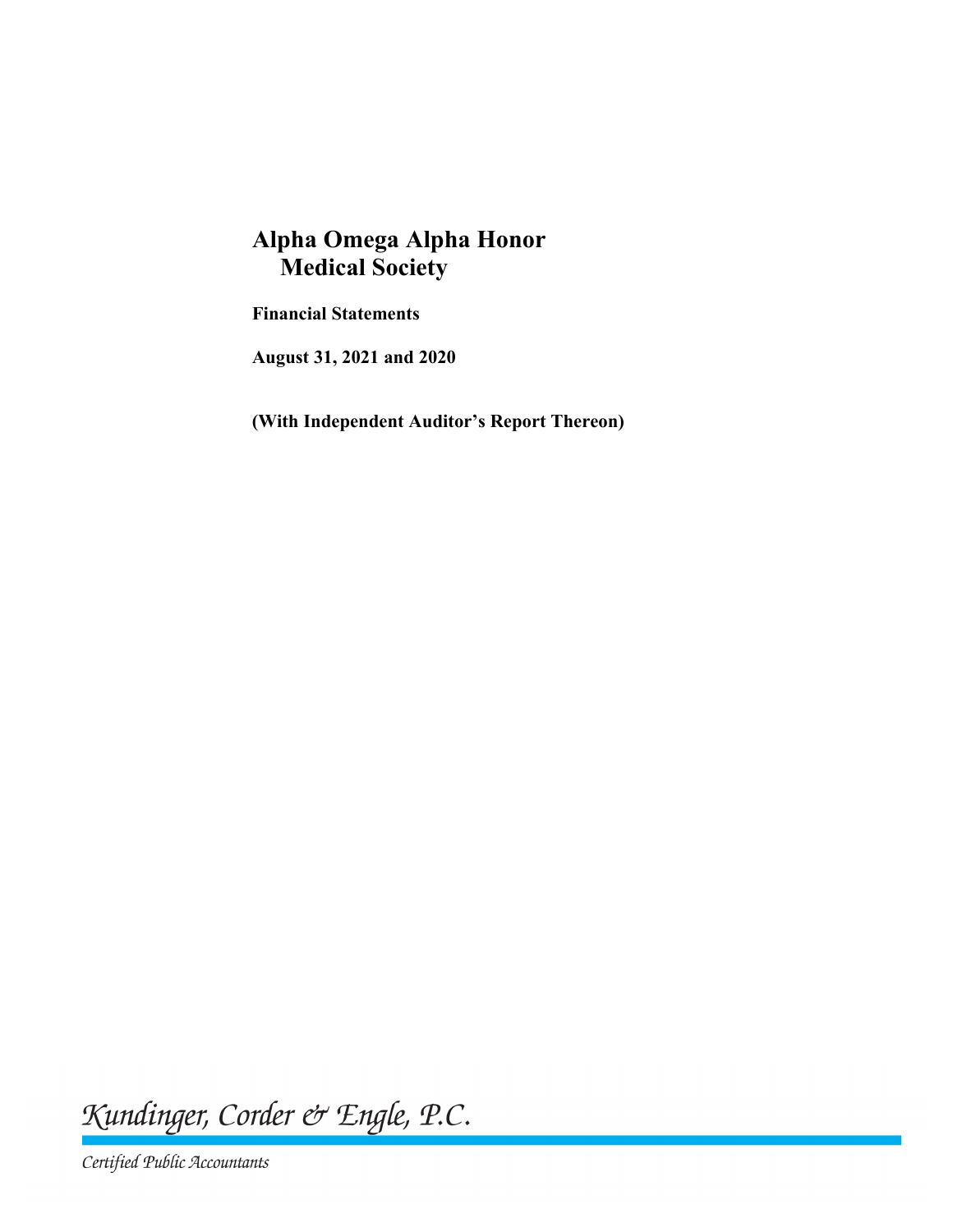# Alpha Omega Alpha Honor Medical Society

**Financial Statements**

**August 31, 2021 and 2020**

**(With Independent Auditor's Report Thereon)**

*Kundinger, Corder & Engle, P.C.*

*Certified Public Accountants*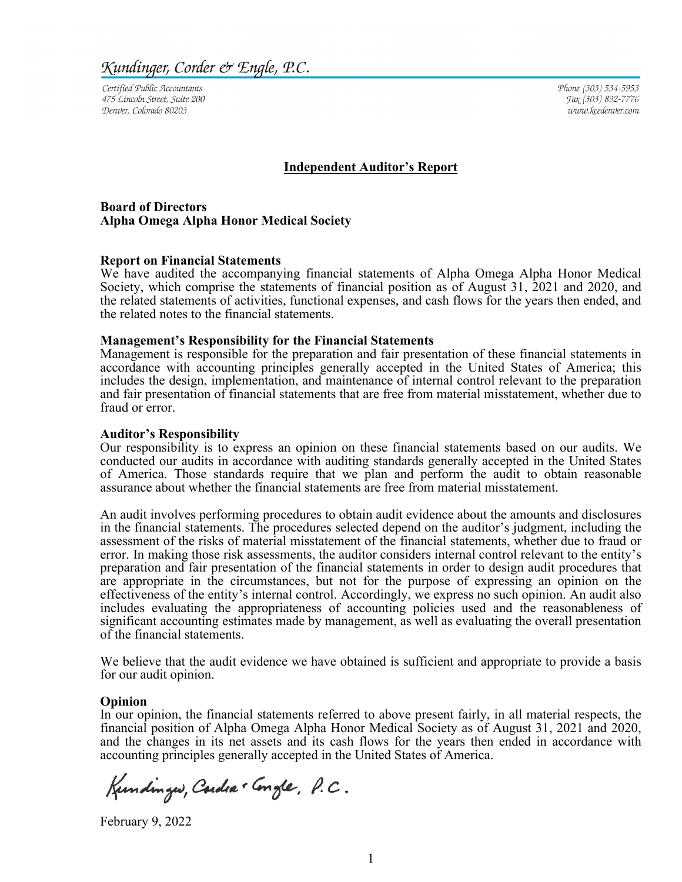*Kundinger, Corder & Engle, P.C.*

*Certified Public Accountants*
*475 Lincoln Street, Suite 200*
*Denver, Colorado 80203*

*Phone (303) 534-5953*
*Fax (303) 892-7776*
*www.kcedenver.com*

# Independent Auditor's Report

**Board of Directors**
**Alpha Omega Alpha Honor Medical Society**

**Report on Financial Statements**

We have audited the accompanying financial statements of Alpha Omega Alpha Honor Medical Society, which comprise the statements of financial position as of August 31, 2021 and 2020, and the related statements of activities, functional expenses, and cash flows for the years then ended, and the related notes to the financial statements.

**Management's Responsibility for the Financial Statements**

Management is responsible for the preparation and fair presentation of these financial statements in accordance with accounting principles generally accepted in the United States of America; this includes the design, implementation, and maintenance of internal control relevant to the preparation and fair presentation of financial statements that are free from material misstatement, whether due to fraud or error.

**Auditor's Responsibility**

Our responsibility is to express an opinion on these financial statements based on our audits. We conducted our audits in accordance with auditing standards generally accepted in the United States of America. Those standards require that we plan and perform the audit to obtain reasonable assurance about whether the financial statements are free from material misstatement.

An audit involves performing procedures to obtain audit evidence about the amounts and disclosures in the financial statements. The procedures selected depend on the auditor's judgment, including the assessment of the risks of material misstatement of the financial statements, whether due to fraud or error. In making those risk assessments, the auditor considers internal control relevant to the entity's preparation and fair presentation of the financial statements in order to design audit procedures that are appropriate in the circumstances, but not for the purpose of expressing an opinion on the effectiveness of the entity's internal control. Accordingly, we express no such opinion. An audit also includes evaluating the appropriateness of accounting policies used and the reasonableness of significant accounting estimates made by management, as well as evaluating the overall presentation of the financial statements.

We believe that the audit evidence we have obtained is sufficient and appropriate to provide a basis for our audit opinion.

**Opinion**

In our opinion, the financial statements referred to above present fairly, in all material respects, the financial position of Alpha Omega Alpha Honor Medical Society as of August 31, 2021 and 2020, and the changes in its net assets and its cash flows for the years then ended in accordance with accounting principles generally accepted in the United States of America.

*Kundinger, Corder & Engle, P.C.*

February 9, 2022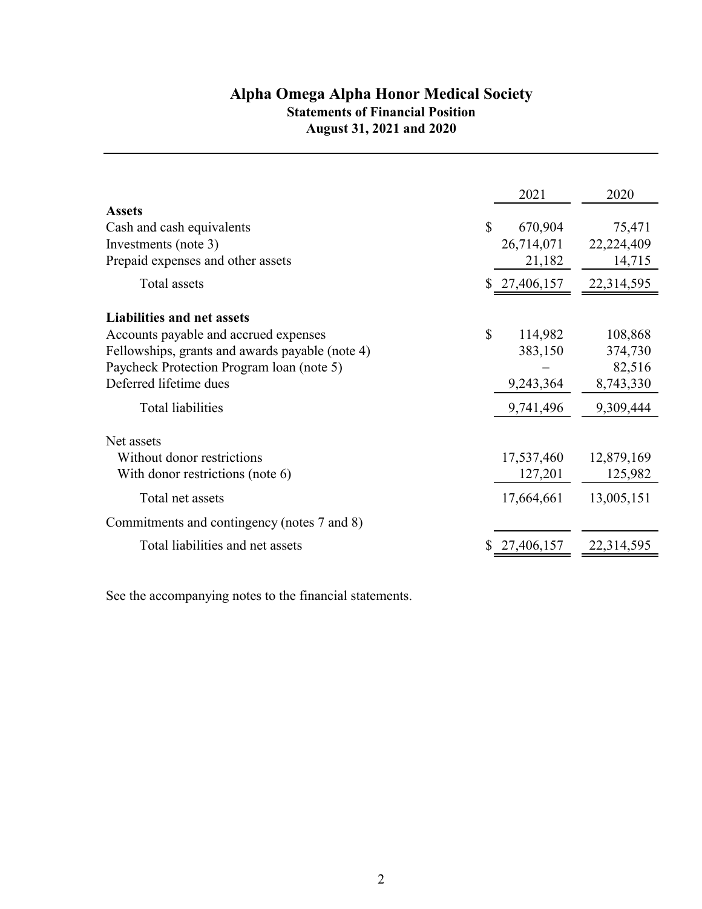# Alpha Omega Alpha Honor Medical Society

## Statements of Financial Position

### August 31, 2021 and 2020

| | 2021 | 2020 |
|---|---|---|
| **Assets** | | |
| Cash and cash equivalents | $ 670,904 | 75,471 |
| Investments (note 3) | 26,714,071 | 22,224,409 |
| Prepaid expenses and other assets | 21,182 | 14,715 |
| Total assets | $ 27,406,157 | 22,314,595 |
| **Liabilities and net assets** | | |
| Accounts payable and accrued expenses | $ 114,982 | 108,868 |
| Fellowships, grants and awards payable (note 4) | 383,150 | 374,730 |
| Paycheck Protection Program loan (note 5) | – | 82,516 |
| Deferred lifetime dues | 9,243,364 | 8,743,330 |
| Total liabilities | 9,741,496 | 9,309,444 |
| Net assets | | |
| Without donor restrictions | 17,537,460 | 12,879,169 |
| With donor restrictions (note 6) | 127,201 | 125,982 |
| Total net assets | 17,664,661 | 13,005,151 |
| Commitments and contingency (notes 7 and 8) | | |
| Total liabilities and net assets | $ 27,406,157 | 22,314,595 |

See the accompanying notes to the financial statements.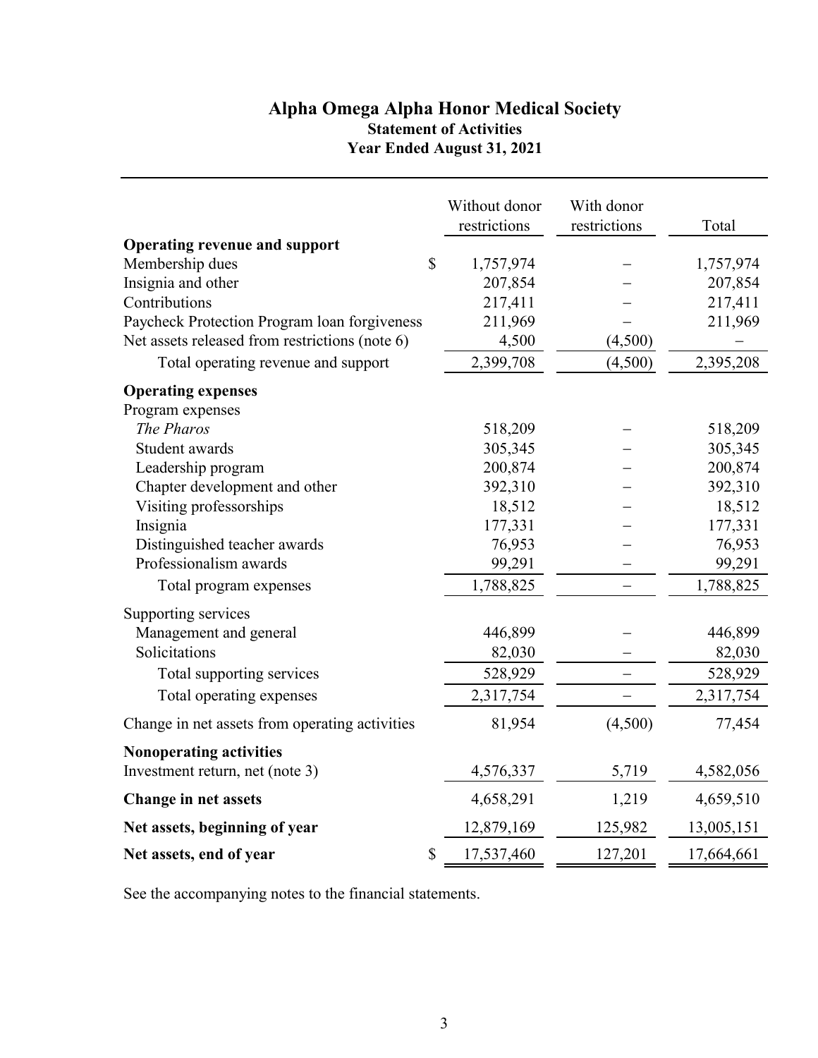# Alpha Omega Alpha Honor Medical Society

## Statement of Activities

### Year Ended August 31, 2021

| | Without donor restrictions | With donor restrictions | Total |
|---|---|---|---|
| **Operating revenue and support** | | | |
| Membership dues | $ 1,757,974 | – | 1,757,974 |
| Insignia and other | 207,854 | – | 207,854 |
| Contributions | 217,411 | – | 217,411 |
| Paycheck Protection Program loan forgiveness | 211,969 | – | 211,969 |
| Net assets released from restrictions (note 6) | 4,500 | (4,500) | – |
| Total operating revenue and support | 2,399,708 | (4,500) | 2,395,208 |
| **Operating expenses** | | | |
| Program expenses | | | |
| *The Pharos* | 518,209 | – | 518,209 |
| Student awards | 305,345 | – | 305,345 |
| Leadership program | 200,874 | – | 200,874 |
| Chapter development and other | 392,310 | – | 392,310 |
| Visiting professorships | 18,512 | – | 18,512 |
| Insignia | 177,331 | – | 177,331 |
| Distinguished teacher awards | 76,953 | – | 76,953 |
| Professionalism awards | 99,291 | – | 99,291 |
| Total program expenses | 1,788,825 | – | 1,788,825 |
| Supporting services | | | |
| Management and general | 446,899 | – | 446,899 |
| Solicitations | 82,030 | – | 82,030 |
| Total supporting services | 528,929 | – | 528,929 |
| Total operating expenses | 2,317,754 | – | 2,317,754 |
| Change in net assets from operating activities | 81,954 | (4,500) | 77,454 |
| **Nonoperating activities** | | | |
| Investment return, net (note 3) | 4,576,337 | 5,719 | 4,582,056 |
| **Change in net assets** | 4,658,291 | 1,219 | 4,659,510 |
| **Net assets, beginning of year** | 12,879,169 | 125,982 | 13,005,151 |
| **Net assets, end of year** | $ 17,537,460 | 127,201 | 17,664,661 |

See the accompanying notes to the financial statements.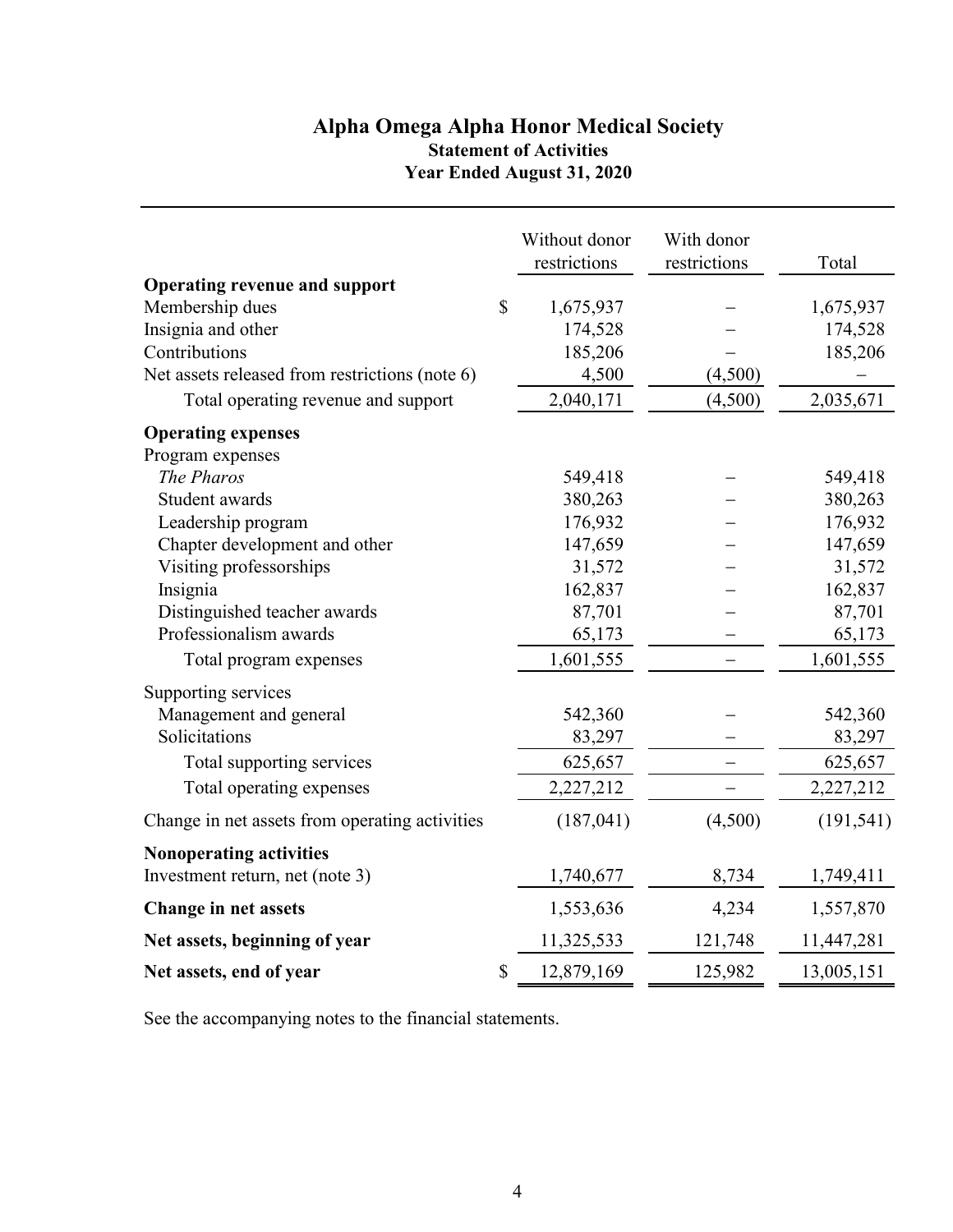# Alpha Omega Alpha Honor Medical Society

## Statement of Activities

## Year Ended August 31, 2020

| | Without donor restrictions | With donor restrictions | Total |
|---|---|---|---|
| **Operating revenue and support** | | | |
| Membership dues | $ 1,675,937 | – | 1,675,937 |
| Insignia and other | 174,528 | – | 174,528 |
| Contributions | 185,206 | – | 185,206 |
| Net assets released from restrictions (note 6) | 4,500 | (4,500) | – |
| Total operating revenue and support | 2,040,171 | (4,500) | 2,035,671 |
| **Operating expenses** | | | |
| Program expenses | | | |
| *The Pharos* | 549,418 | – | 549,418 |
| Student awards | 380,263 | – | 380,263 |
| Leadership program | 176,932 | – | 176,932 |
| Chapter development and other | 147,659 | – | 147,659 |
| Visiting professorships | 31,572 | – | 31,572 |
| Insignia | 162,837 | – | 162,837 |
| Distinguished teacher awards | 87,701 | – | 87,701 |
| Professionalism awards | 65,173 | – | 65,173 |
| Total program expenses | 1,601,555 | – | 1,601,555 |
| Supporting services | | | |
| Management and general | 542,360 | – | 542,360 |
| Solicitations | 83,297 | – | 83,297 |
| Total supporting services | 625,657 | – | 625,657 |
| Total operating expenses | 2,227,212 | – | 2,227,212 |
| Change in net assets from operating activities | (187,041) | (4,500) | (191,541) |
| **Nonoperating activities** | | | |
| Investment return, net (note 3) | 1,740,677 | 8,734 | 1,749,411 |
| **Change in net assets** | 1,553,636 | 4,234 | 1,557,870 |
| **Net assets, beginning of year** | 11,325,533 | 121,748 | 11,447,281 |
| **Net assets, end of year** | $ 12,879,169 | 125,982 | 13,005,151 |

See the accompanying notes to the financial statements.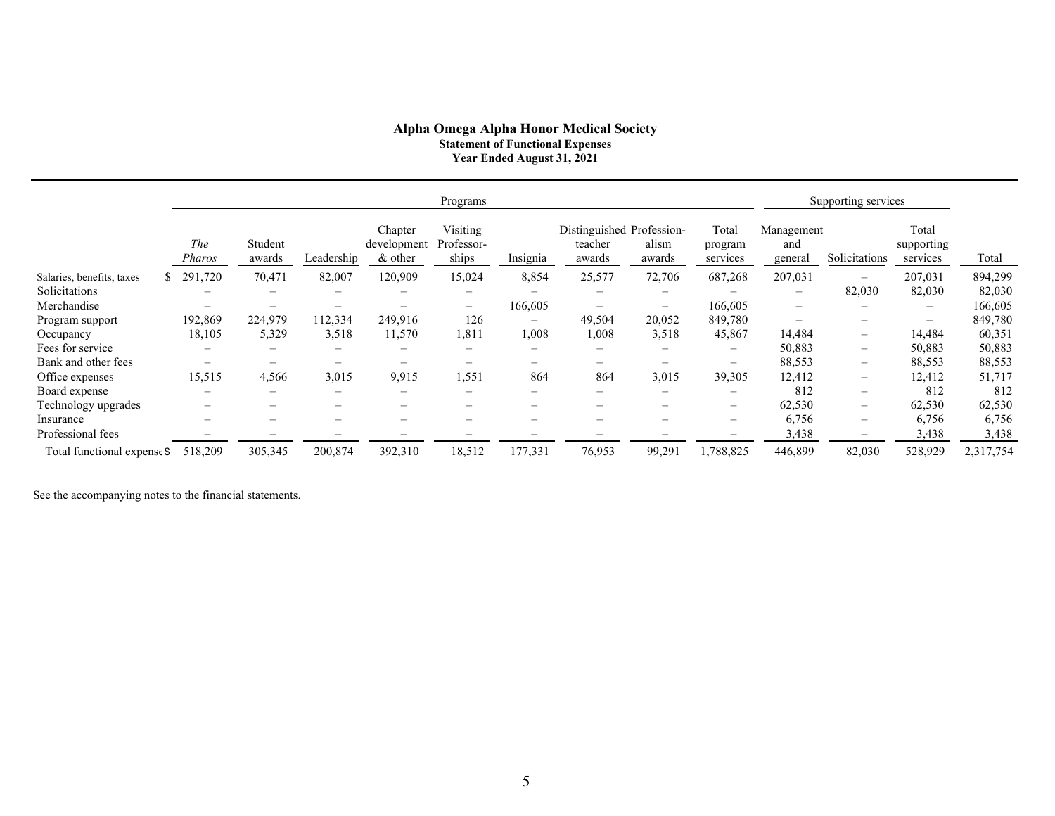# Alpha Omega Alpha Honor Medical Society

## Statement of Functional Expenses

### Year Ended August 31, 2021

| | Programs | | | | | | | | | Supporting services | | | |
|---|---|---|---|---|---|---|---|---|---|---|---|---|---|
| | *The Pharos* | Student awards | Leadership | Chapter development & other | Visiting Professor-ships | Insignia | Distinguished teacher awards | Profession-alism awards | Total program services | Management and general | Solicitations | Total supporting services | Total |
| Salaries, benefits, taxes | $ 291,720 | 70,471 | 82,007 | 120,909 | 15,024 | 8,854 | 25,577 | 72,706 | 687,268 | 207,031 | – | 207,031 | 894,299 |
| Solicitations | – | – | – | – | – | – | – | – | – | – | 82,030 | 82,030 | 82,030 |
| Merchandise | – | – | – | – | – | 166,605 | – | – | 166,605 | – | – | – | 166,605 |
| Program support | 192,869 | 224,979 | 112,334 | 249,916 | 126 | – | 49,504 | 20,052 | 849,780 | – | – | – | 849,780 |
| Occupancy | 18,105 | 5,329 | 3,518 | 11,570 | 1,811 | 1,008 | 1,008 | 3,518 | 45,867 | 14,484 | – | 14,484 | 60,351 |
| Fees for service | – | – | – | – | – | – | – | – | – | 50,883 | – | 50,883 | 50,883 |
| Bank and other fees | – | – | – | – | – | – | – | – | – | 88,553 | – | 88,553 | 88,553 |
| Office expenses | 15,515 | 4,566 | 3,015 | 9,915 | 1,551 | 864 | 864 | 3,015 | 39,305 | 12,412 | – | 12,412 | 51,717 |
| Board expense | – | – | – | – | – | – | – | – | – | 812 | – | 812 | 812 |
| Technology upgrades | – | – | – | – | – | – | – | – | – | 62,530 | – | 62,530 | 62,530 |
| Insurance | – | – | – | – | – | – | – | – | – | 6,756 | – | 6,756 | 6,756 |
| Professional fees | – | – | – | – | – | – | – | – | – | 3,438 | – | 3,438 | 3,438 |
| Total functional expenses | $ 518,209 | 305,345 | 200,874 | 392,310 | 18,512 | 177,331 | 76,953 | 99,291 | 1,788,825 | 446,899 | 82,030 | 528,929 | 2,317,754 |

See the accompanying notes to the financial statements.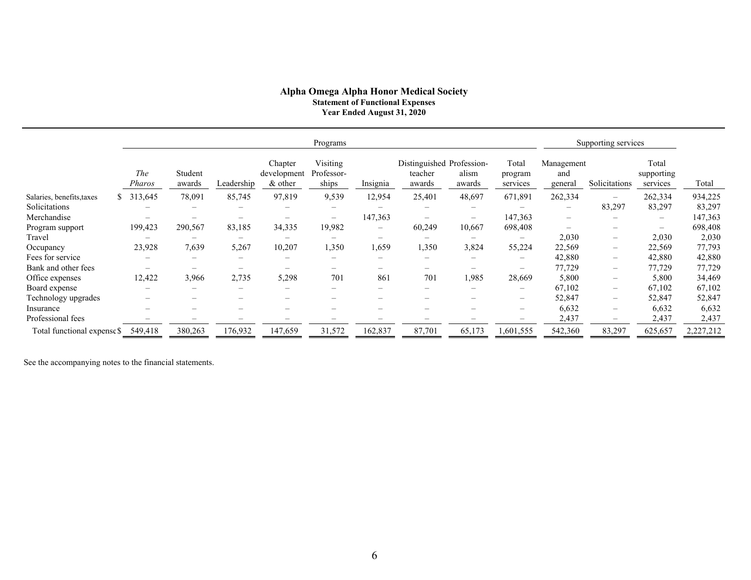# Alpha Omega Alpha Honor Medical Society

**Statement of Functional Expenses**

**Year Ended August 31, 2020**

| | Programs | | | | | | | | | Supporting services | | | |
|---|---|---|---|---|---|---|---|---|---|---|---|---|---|
| | *The Pharos* | Student awards | Leadership | Chapter development & other | Visiting Professor-ships | Insignia | Distinguished teacher awards | Profession-alism awards | Total program services | Management and general | Solicitations | Total supporting services | Total |
| Salaries, benefits,taxes | $ 313,645 | 78,091 | 85,745 | 97,819 | 9,539 | 12,954 | 25,401 | 48,697 | 671,891 | 262,334 | – | 262,334 | 934,225 |
| Solicitations | – | – | – | – | – | – | – | – | – | – | 83,297 | 83,297 | 83,297 |
| Merchandise | – | – | – | – | – | 147,363 | – | – | 147,363 | – | – | – | 147,363 |
| Program support | 199,423 | 290,567 | 83,185 | 34,335 | 19,982 | – | 60,249 | 10,667 | 698,408 | – | – | – | 698,408 |
| Travel | – | – | – | – | – | – | – | – | – | 2,030 | – | 2,030 | 2,030 |
| Occupancy | 23,928 | 7,639 | 5,267 | 10,207 | 1,350 | 1,659 | 1,350 | 3,824 | 55,224 | 22,569 | – | 22,569 | 77,793 |
| Fees for service | – | – | – | – | – | – | – | – | – | 42,880 | – | 42,880 | 42,880 |
| Bank and other fees | – | – | – | – | – | – | – | – | – | 77,729 | – | 77,729 | 77,729 |
| Office expenses | 12,422 | 3,966 | 2,735 | 5,298 | 701 | 861 | 701 | 1,985 | 28,669 | 5,800 | – | 5,800 | 34,469 |
| Board expense | – | – | – | – | – | – | – | – | – | 67,102 | – | 67,102 | 67,102 |
| Technology upgrades | – | – | – | – | – | – | – | – | – | 52,847 | – | 52,847 | 52,847 |
| Insurance | – | – | – | – | – | – | – | – | – | 6,632 | – | 6,632 | 6,632 |
| Professional fees | – | – | – | – | – | – | – | – | – | 2,437 | – | 2,437 | 2,437 |
| Total functional expense | $ 549,418 | 380,263 | 176,932 | 147,659 | 31,572 | 162,837 | 87,701 | 65,173 | 1,601,555 | 542,360 | 83,297 | 625,657 | 2,227,212 |

See the accompanying notes to the financial statements.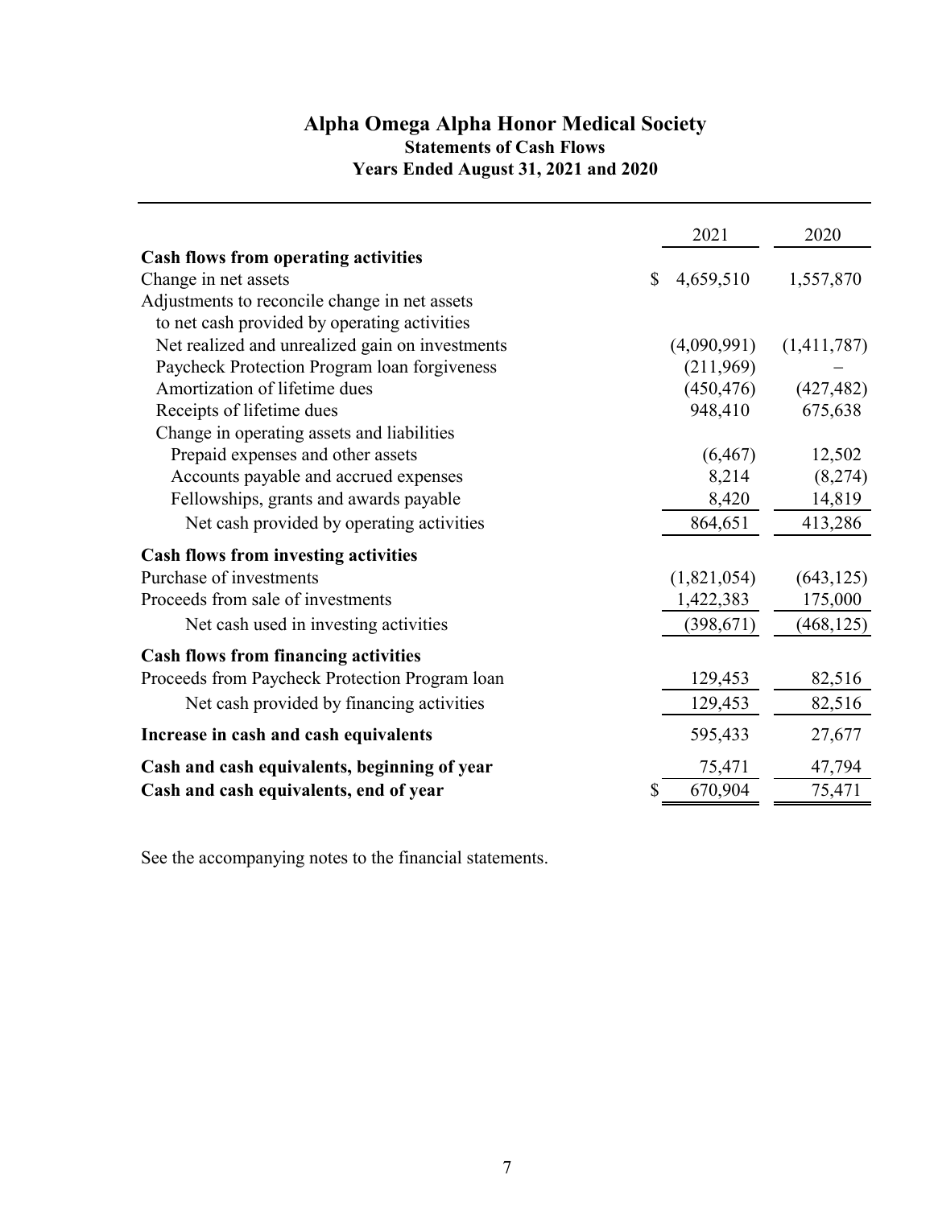# Alpha Omega Alpha Honor Medical Society

## Statements of Cash Flows

### Years Ended August 31, 2021 and 2020

| | 2021 | 2020 |
|---|---|---|
| **Cash flows from operating activities** | | |
| Change in net assets | $ 4,659,510 | 1,557,870 |
| Adjustments to reconcile change in net assets to net cash provided by operating activities | | |
| Net realized and unrealized gain on investments | (4,090,991) | (1,411,787) |
| Paycheck Protection Program loan forgiveness | (211,969) | – |
| Amortization of lifetime dues | (450,476) | (427,482) |
| Receipts of lifetime dues | 948,410 | 675,638 |
| Change in operating assets and liabilities | | |
| Prepaid expenses and other assets | (6,467) | 12,502 |
| Accounts payable and accrued expenses | 8,214 | (8,274) |
| Fellowships, grants and awards payable | 8,420 | 14,819 |
| Net cash provided by operating activities | 864,651 | 413,286 |
| **Cash flows from investing activities** | | |
| Purchase of investments | (1,821,054) | (643,125) |
| Proceeds from sale of investments | 1,422,383 | 175,000 |
| Net cash used in investing activities | (398,671) | (468,125) |
| **Cash flows from financing activities** | | |
| Proceeds from Paycheck Protection Program loan | 129,453 | 82,516 |
| Net cash provided by financing activities | 129,453 | 82,516 |
| **Increase in cash and cash equivalents** | 595,433 | 27,677 |
| **Cash and cash equivalents, beginning of year** | 75,471 | 47,794 |
| **Cash and cash equivalents, end of year** | $ 670,904 | 75,471 |

See the accompanying notes to the financial statements.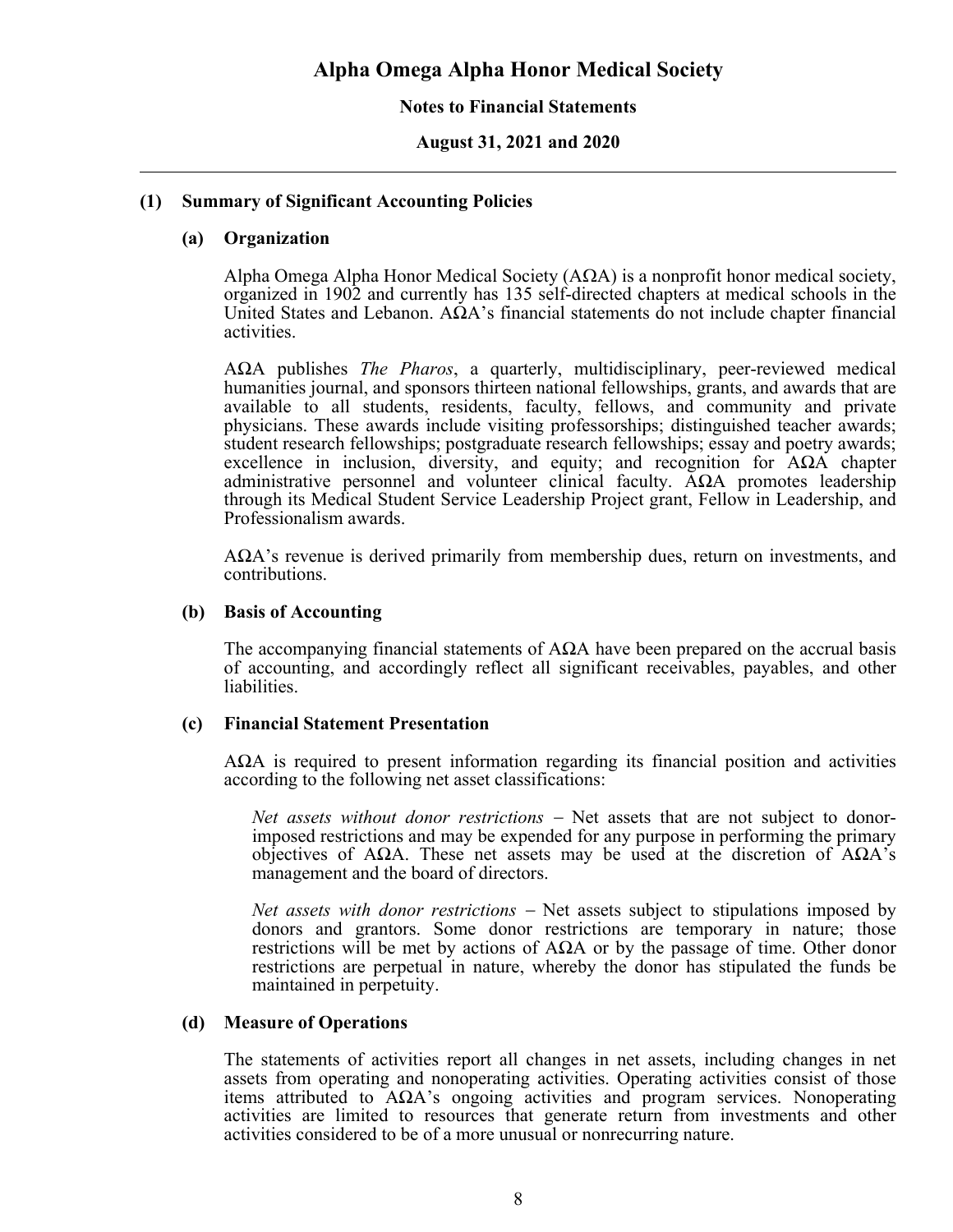# Alpha Omega Alpha Honor Medical Society

## Notes to Financial Statements

## August 31, 2021 and 2020

### (1) Summary of Significant Accounting Policies

#### (a) Organization

Alpha Omega Alpha Honor Medical Society (AΩA) is a nonprofit honor medical society, organized in 1902 and currently has 135 self-directed chapters at medical schools in the United States and Lebanon. AΩA's financial statements do not include chapter financial activities.

AΩA publishes *The Pharos*, a quarterly, multidisciplinary, peer-reviewed medical humanities journal, and sponsors thirteen national fellowships, grants, and awards that are available to all students, residents, faculty, fellows, and community and private physicians. These awards include visiting professorships; distinguished teacher awards; student research fellowships; postgraduate research fellowships; essay and poetry awards; excellence in inclusion, diversity, and equity; and recognition for AΩA chapter administrative personnel and volunteer clinical faculty. AΩA promotes leadership through its Medical Student Service Leadership Project grant, Fellow in Leadership, and Professionalism awards.

AΩA's revenue is derived primarily from membership dues, return on investments, and contributions.

#### (b) Basis of Accounting

The accompanying financial statements of AΩA have been prepared on the accrual basis of accounting, and accordingly reflect all significant receivables, payables, and other liabilities.

#### (c) Financial Statement Presentation

AΩA is required to present information regarding its financial position and activities according to the following net asset classifications:

*Net assets without donor restrictions* – Net assets that are not subject to donor-imposed restrictions and may be expended for any purpose in performing the primary objectives of AΩA. These net assets may be used at the discretion of AΩA's management and the board of directors.

*Net assets with donor restrictions* – Net assets subject to stipulations imposed by donors and grantors. Some donor restrictions are temporary in nature; those restrictions will be met by actions of AΩA or by the passage of time. Other donor restrictions are perpetual in nature, whereby the donor has stipulated the funds be maintained in perpetuity.

#### (d) Measure of Operations

The statements of activities report all changes in net assets, including changes in net assets from operating and nonoperating activities. Operating activities consist of those items attributed to AΩA's ongoing activities and program services. Nonoperating activities are limited to resources that generate return from investments and other activities considered to be of a more unusual or nonrecurring nature.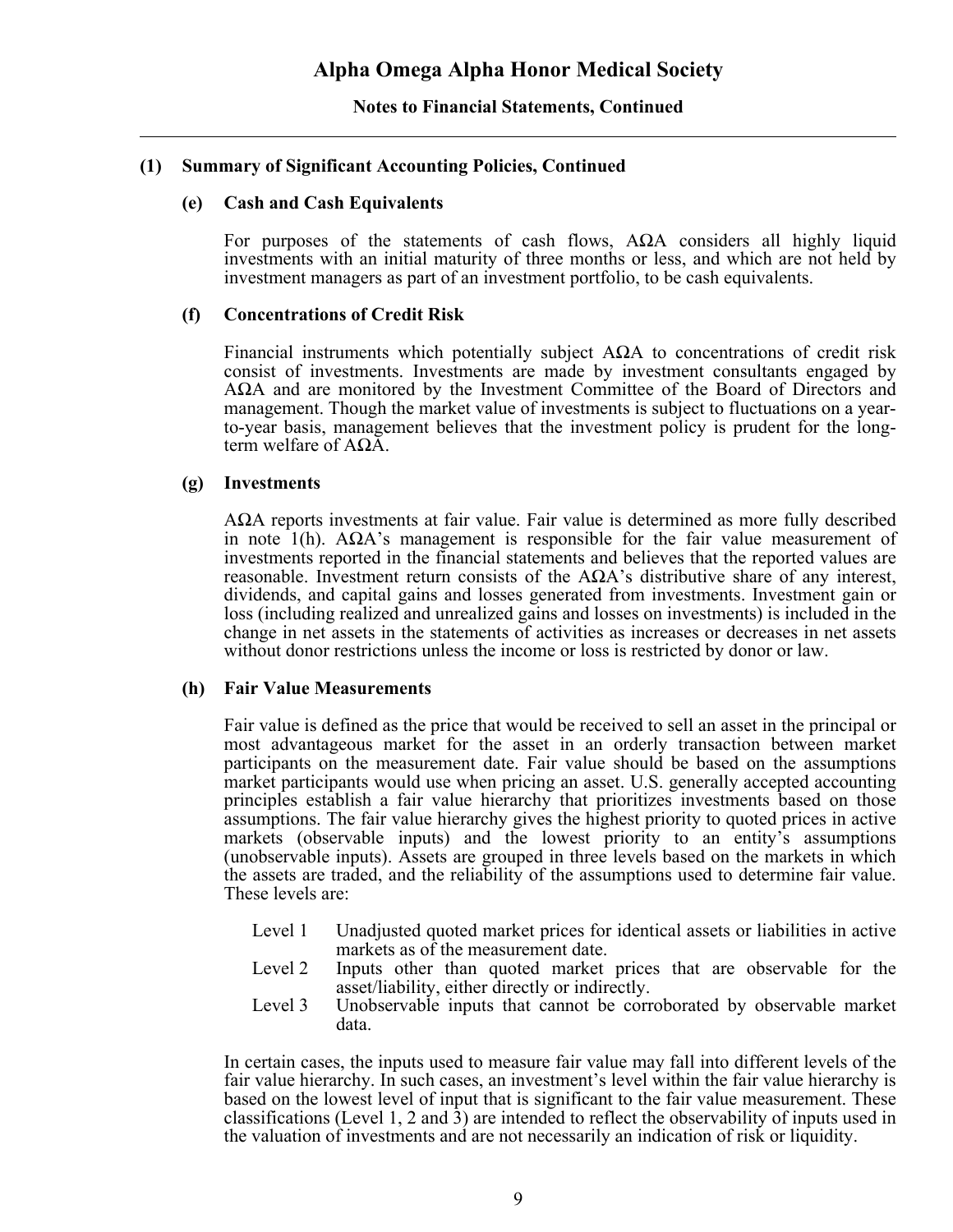# Alpha Omega Alpha Honor Medical Society

**Notes to Financial Statements, Continued**

## (1) Summary of Significant Accounting Policies, Continued

### (e) Cash and Cash Equivalents

For purposes of the statements of cash flows, AΩA considers all highly liquid investments with an initial maturity of three months or less, and which are not held by investment managers as part of an investment portfolio, to be cash equivalents.

### (f) Concentrations of Credit Risk

Financial instruments which potentially subject AΩA to concentrations of credit risk consist of investments. Investments are made by investment consultants engaged by AΩA and are monitored by the Investment Committee of the Board of Directors and management. Though the market value of investments is subject to fluctuations on a year-to-year basis, management believes that the investment policy is prudent for the long-term welfare of AΩA.

### (g) Investments

AΩA reports investments at fair value. Fair value is determined as more fully described in note 1(h). AΩA's management is responsible for the fair value measurement of investments reported in the financial statements and believes that the reported values are reasonable. Investment return consists of the AΩA's distributive share of any interest, dividends, and capital gains and losses generated from investments. Investment gain or loss (including realized and unrealized gains and losses on investments) is included in the change in net assets in the statements of activities as increases or decreases in net assets without donor restrictions unless the income or loss is restricted by donor or law.

### (h) Fair Value Measurements

Fair value is defined as the price that would be received to sell an asset in the principal or most advantageous market for the asset in an orderly transaction between market participants on the measurement date. Fair value should be based on the assumptions market participants would use when pricing an asset. U.S. generally accepted accounting principles establish a fair value hierarchy that prioritizes investments based on those assumptions. The fair value hierarchy gives the highest priority to quoted prices in active markets (observable inputs) and the lowest priority to an entity's assumptions (unobservable inputs). Assets are grouped in three levels based on the markets in which the assets are traded, and the reliability of the assumptions used to determine fair value. These levels are:

- Level 1 Unadjusted quoted market prices for identical assets or liabilities in active markets as of the measurement date.
- Level 2 Inputs other than quoted market prices that are observable for the asset/liability, either directly or indirectly.
- Level 3 Unobservable inputs that cannot be corroborated by observable market data.

In certain cases, the inputs used to measure fair value may fall into different levels of the fair value hierarchy. In such cases, an investment's level within the fair value hierarchy is based on the lowest level of input that is significant to the fair value measurement. These classifications (Level 1, 2 and 3) are intended to reflect the observability of inputs used in the valuation of investments and are not necessarily an indication of risk or liquidity.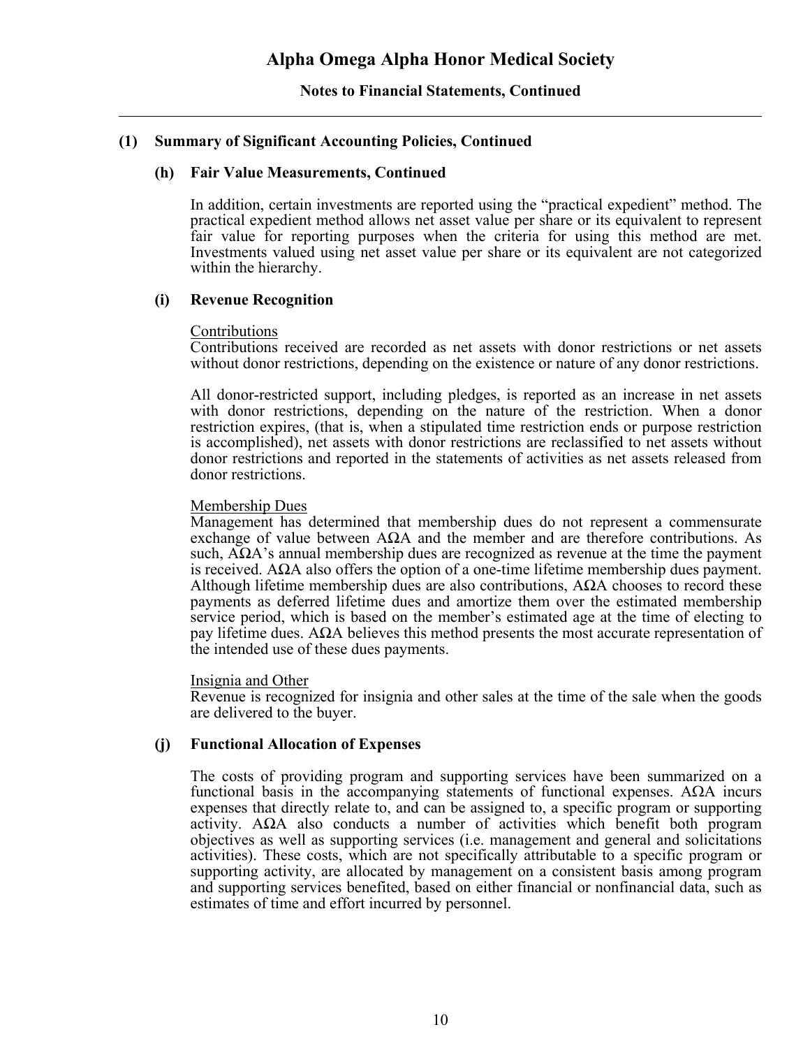## (1) Summary of Significant Accounting Policies, Continued

### (h) Fair Value Measurements, Continued

In addition, certain investments are reported using the “practical expedient” method. The practical expedient method allows net asset value per share or its equivalent to represent fair value for reporting purposes when the criteria for using this method are met. Investments valued using net asset value per share or its equivalent are not categorized within the hierarchy.

### (i) Revenue Recognition

Contributions

Contributions received are recorded as net assets with donor restrictions or net assets without donor restrictions, depending on the existence or nature of any donor restrictions.

All donor-restricted support, including pledges, is reported as an increase in net assets with donor restrictions, depending on the nature of the restriction. When a donor restriction expires, (that is, when a stipulated time restriction ends or purpose restriction is accomplished), net assets with donor restrictions are reclassified to net assets without donor restrictions and reported in the statements of activities as net assets released from donor restrictions.

Membership Dues

Management has determined that membership dues do not represent a commensurate exchange of value between AΩA and the member and are therefore contributions. As such, AΩA’s annual membership dues are recognized as revenue at the time the payment is received. AΩA also offers the option of a one-time lifetime membership dues payment. Although lifetime membership dues are also contributions, AΩA chooses to record these payments as deferred lifetime dues and amortize them over the estimated membership service period, which is based on the member’s estimated age at the time of electing to pay lifetime dues. AΩA believes this method presents the most accurate representation of the intended use of these dues payments.

Insignia and Other

Revenue is recognized for insignia and other sales at the time of the sale when the goods are delivered to the buyer.

### (j) Functional Allocation of Expenses

The costs of providing program and supporting services have been summarized on a functional basis in the accompanying statements of functional expenses. AΩA incurs expenses that directly relate to, and can be assigned to, a specific program or supporting activity. AΩA also conducts a number of activities which benefit both program objectives as well as supporting services (i.e. management and general and solicitations activities). These costs, which are not specifically attributable to a specific program or supporting activity, are allocated by management on a consistent basis among program and supporting services benefited, based on either financial or nonfinancial data, such as estimates of time and effort incurred by personnel.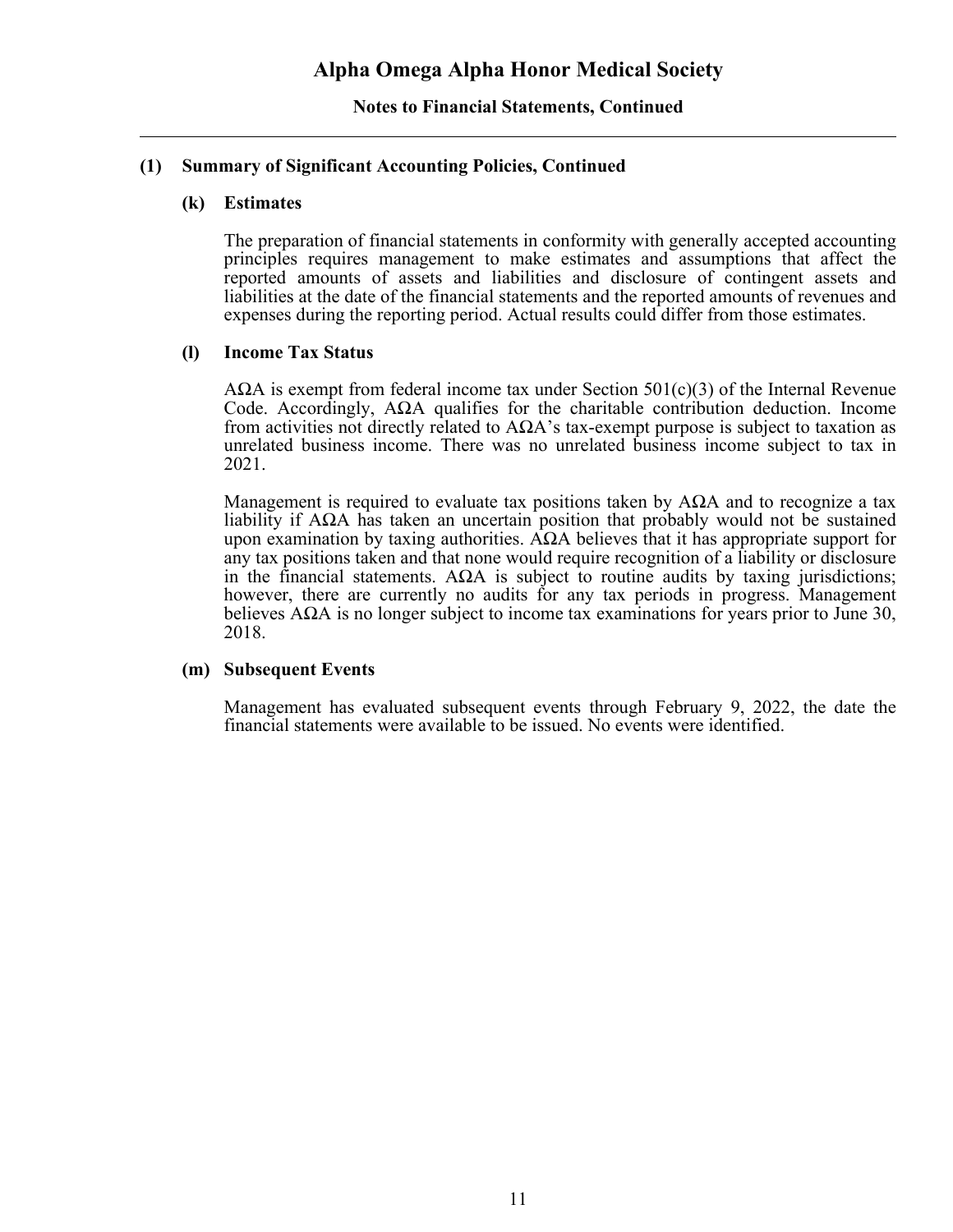# Alpha Omega Alpha Honor Medical Society

## Notes to Financial Statements, Continued

### (1) Summary of Significant Accounting Policies, Continued

#### (k) Estimates

The preparation of financial statements in conformity with generally accepted accounting principles requires management to make estimates and assumptions that affect the reported amounts of assets and liabilities and disclosure of contingent assets and liabilities at the date of the financial statements and the reported amounts of revenues and expenses during the reporting period. Actual results could differ from those estimates.

#### (l) Income Tax Status

AΩA is exempt from federal income tax under Section 501(c)(3) of the Internal Revenue Code. Accordingly, AΩA qualifies for the charitable contribution deduction. Income from activities not directly related to AΩA's tax-exempt purpose is subject to taxation as unrelated business income. There was no unrelated business income subject to tax in 2021.

Management is required to evaluate tax positions taken by AΩA and to recognize a tax liability if AΩA has taken an uncertain position that probably would not be sustained upon examination by taxing authorities. AΩA believes that it has appropriate support for any tax positions taken and that none would require recognition of a liability or disclosure in the financial statements. AΩA is subject to routine audits by taxing jurisdictions; however, there are currently no audits for any tax periods in progress. Management believes AΩA is no longer subject to income tax examinations for years prior to June 30, 2018.

#### (m) Subsequent Events

Management has evaluated subsequent events through February 9, 2022, the date the financial statements were available to be issued. No events were identified.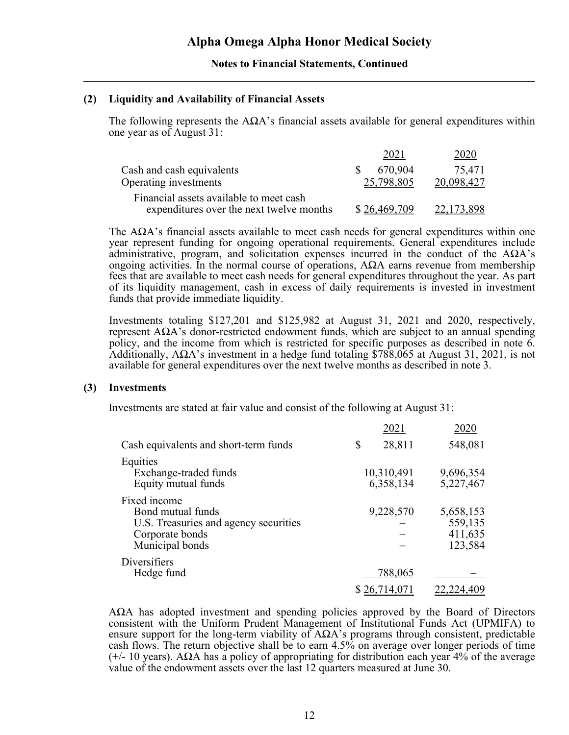# Alpha Omega Alpha Honor Medical Society

**Notes to Financial Statements, Continued**

## (2) Liquidity and Availability of Financial Assets

The following represents the AΩA's financial assets available for general expenditures within one year as of August 31:

| | 2021 | 2020 |
|---|---|---|
| Cash and cash equivalents | $ 670,904 | 75,471 |
| Operating investments | 25,798,805 | 20,098,427 |
| Financial assets available to meet cash expenditures over the next twelve months | $ 26,469,709 | 22,173,898 |

The AΩA's financial assets available to meet cash needs for general expenditures within one year represent funding for ongoing operational requirements. General expenditures include administrative, program, and solicitation expenses incurred in the conduct of the AΩA's ongoing activities. In the normal course of operations, AΩA earns revenue from membership fees that are available to meet cash needs for general expenditures throughout the year. As part of its liquidity management, cash in excess of daily requirements is invested in investment funds that provide immediate liquidity.

Investments totaling $127,201 and $125,982 at August 31, 2021 and 2020, respectively, represent AΩA's donor-restricted endowment funds, which are subject to an annual spending policy, and the income from which is restricted for specific purposes as described in note 6. Additionally, AΩA's investment in a hedge fund totaling $788,065 at August 31, 2021, is not available for general expenditures over the next twelve months as described in note 3.

## (3) Investments

Investments are stated at fair value and consist of the following at August 31:

| | 2021 | 2020 |
|---|---|---|
| Cash equivalents and short-term funds | $ 28,811 | 548,081 |
| Equities | | |
| Exchange-traded funds | 10,310,491 | 9,696,354 |
| Equity mutual funds | 6,358,134 | 5,227,467 |
| Fixed income | | |
| Bond mutual funds | 9,228,570 | 5,658,153 |
| U.S. Treasuries and agency securities | – | 559,135 |
| Corporate bonds | – | 411,635 |
| Municipal bonds | – | 123,584 |
| Diversifiers | | |
| Hedge fund | 788,065 | – |
| | $ 26,714,071 | 22,224,409 |

AΩA has adopted investment and spending policies approved by the Board of Directors consistent with the Uniform Prudent Management of Institutional Funds Act (UPMIFA) to ensure support for the long-term viability of AΩA's programs through consistent, predictable cash flows. The return objective shall be to earn 4.5% on average over longer periods of time (+/- 10 years). AΩA has a policy of appropriating for distribution each year 4% of the average value of the endowment assets over the last 12 quarters measured at June 30.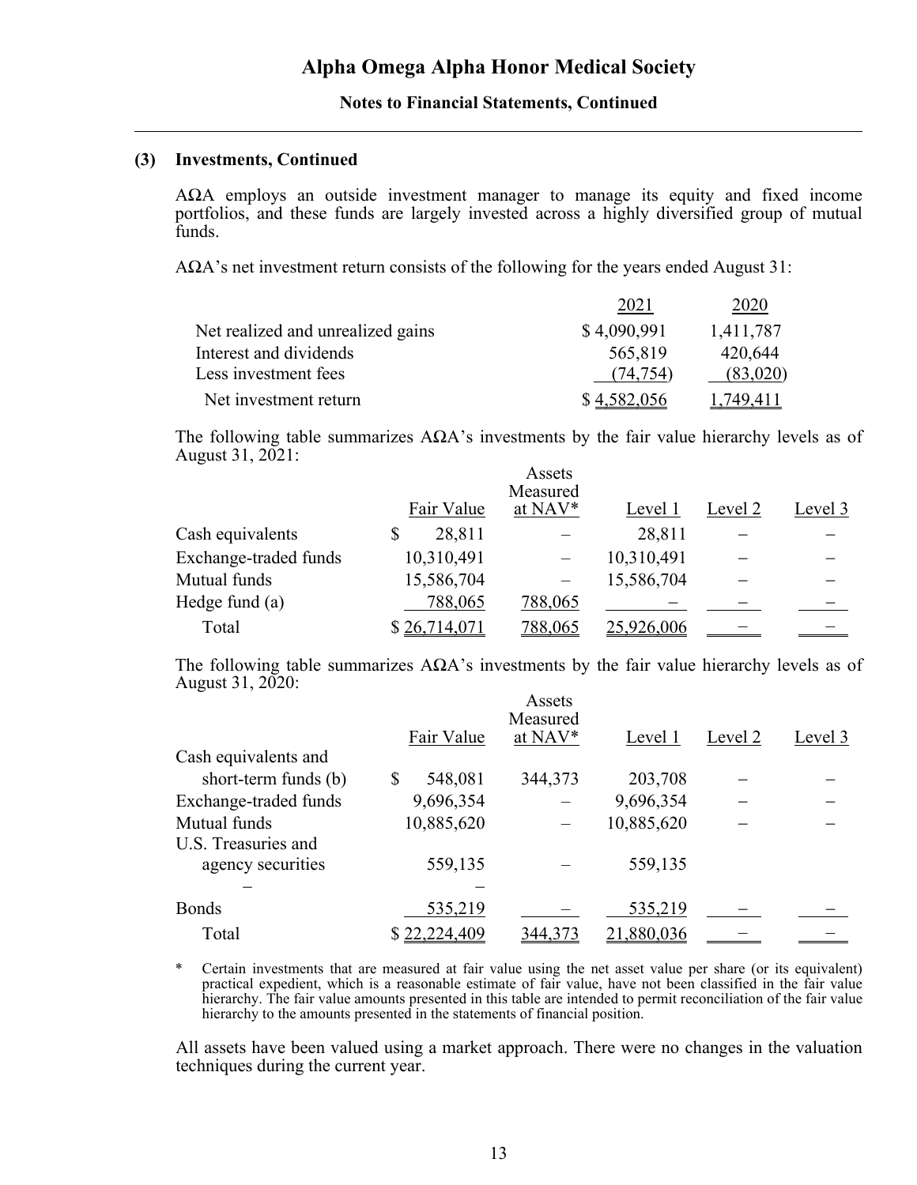# Alpha Omega Alpha Honor Medical Society

**Notes to Financial Statements, Continued**

**(3) Investments, Continued**

AΩA employs an outside investment manager to manage its equity and fixed income portfolios, and these funds are largely invested across a highly diversified group of mutual funds.

AΩA's net investment return consists of the following for the years ended August 31:

| | 2021 | 2020 |
|---|---|---|
| Net realized and unrealized gains | $ 4,090,991 | 1,411,787 |
| Interest and dividends | 565,819 | 420,644 |
| Less investment fees | (74,754) | (83,020) |
| Net investment return | $ 4,582,056 | 1,749,411 |

The following table summarizes AΩA's investments by the fair value hierarchy levels as of August 31, 2021:

| | Fair Value | Assets Measured at NAV* | Level 1 | Level 2 | Level 3 |
|---|---|---|---|---|---|
| Cash equivalents | $ 28,811 | – | 28,811 | – | – |
| Exchange-traded funds | 10,310,491 | – | 10,310,491 | – | – |
| Mutual funds | 15,586,704 | – | 15,586,704 | – | – |
| Hedge fund (a) | 788,065 | 788,065 | – | – | – |
| Total | $ 26,714,071 | 788,065 | 25,926,006 | – | – |

The following table summarizes AΩA's investments by the fair value hierarchy levels as of August 31, 2020:

| | Fair Value | Assets Measured at NAV* | Level 1 | Level 2 | Level 3 |
|---|---|---|---|---|---|
| Cash equivalents and short-term funds (b) | $ 548,081 | 344,373 | 203,708 | – | – |
| Exchange-traded funds | 9,696,354 | – | 9,696,354 | – | – |
| Mutual funds | 10,885,620 | – | 10,885,620 | – | – |
| U.S. Treasuries and agency securities | 559,135 | – | 559,135 | | |
| – | – | | | | |
| Bonds | 535,219 | – | 535,219 | – | – |
| Total | $ 22,224,409 | 344,373 | 21,880,036 | – | – |

\* Certain investments that are measured at fair value using the net asset value per share (or its equivalent) practical expedient, which is a reasonable estimate of fair value, have not been classified in the fair value hierarchy. The fair value amounts presented in this table are intended to permit reconciliation of the fair value hierarchy to the amounts presented in the statements of financial position.

All assets have been valued using a market approach. There were no changes in the valuation techniques during the current year.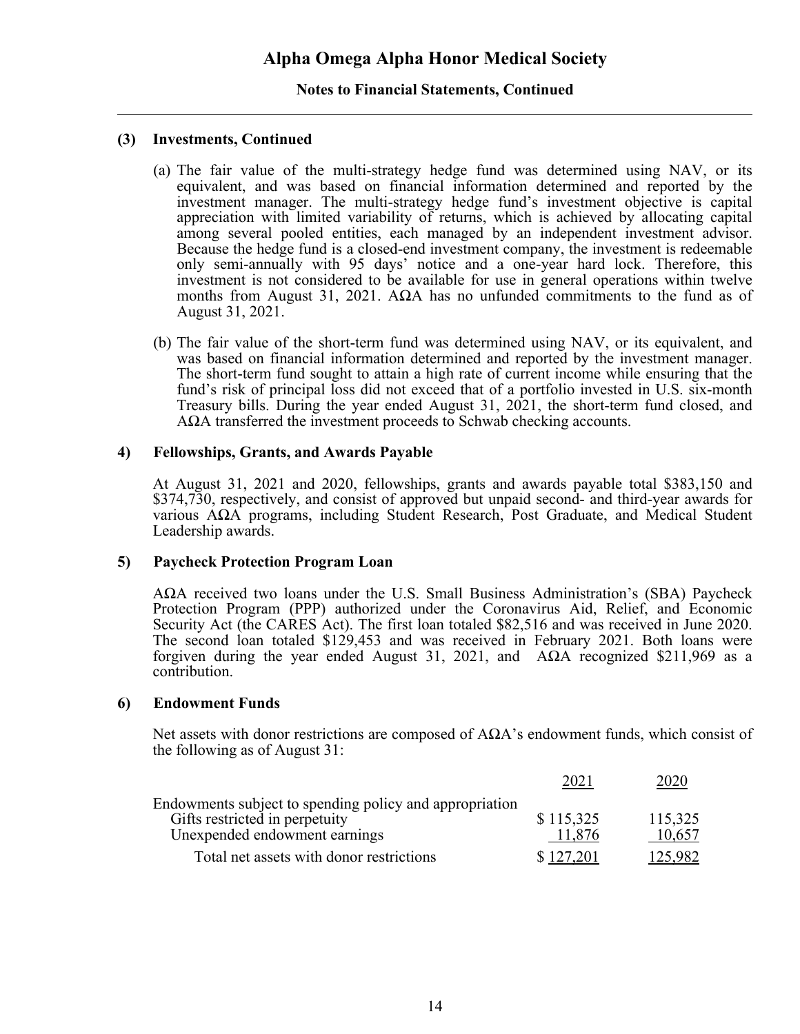# Alpha Omega Alpha Honor Medical Society

## Notes to Financial Statements, Continued

### (3) Investments, Continued

(a) The fair value of the multi-strategy hedge fund was determined using NAV, or its equivalent, and was based on financial information determined and reported by the investment manager. The multi-strategy hedge fund's investment objective is capital appreciation with limited variability of returns, which is achieved by allocating capital among several pooled entities, each managed by an independent investment advisor. Because the hedge fund is a closed-end investment company, the investment is redeemable only semi-annually with 95 days' notice and a one-year hard lock. Therefore, this investment is not considered to be available for use in general operations within twelve months from August 31, 2021. AΩA has no unfunded commitments to the fund as of August 31, 2021.

(b) The fair value of the short-term fund was determined using NAV, or its equivalent, and was based on financial information determined and reported by the investment manager. The short-term fund sought to attain a high rate of current income while ensuring that the fund's risk of principal loss did not exceed that of a portfolio invested in U.S. six-month Treasury bills. During the year ended August 31, 2021, the short-term fund closed, and AΩA transferred the investment proceeds to Schwab checking accounts.

### 4) Fellowships, Grants, and Awards Payable

At August 31, 2021 and 2020, fellowships, grants and awards payable total $383,150 and $374,730, respectively, and consist of approved but unpaid second- and third-year awards for various AΩA programs, including Student Research, Post Graduate, and Medical Student Leadership awards.

### 5) Paycheck Protection Program Loan

AΩA received two loans under the U.S. Small Business Administration's (SBA) Paycheck Protection Program (PPP) authorized under the Coronavirus Aid, Relief, and Economic Security Act (the CARES Act). The first loan totaled $82,516 and was received in June 2020. The second loan totaled $129,453 and was received in February 2021. Both loans were forgiven during the year ended August 31, 2021, and AΩA recognized $211,969 as a contribution.

### 6) Endowment Funds

Net assets with donor restrictions are composed of AΩA's endowment funds, which consist of the following as of August 31:

| | 2021 | 2020 |
|---|---|---|
| Endowments subject to spending policy and appropriation | | |
| Gifts restricted in perpetuity | $ 115,325 | 115,325 |
| Unexpended endowment earnings | 11,876 | 10,657 |
| Total net assets with donor restrictions | $ 127,201 | 125,982 |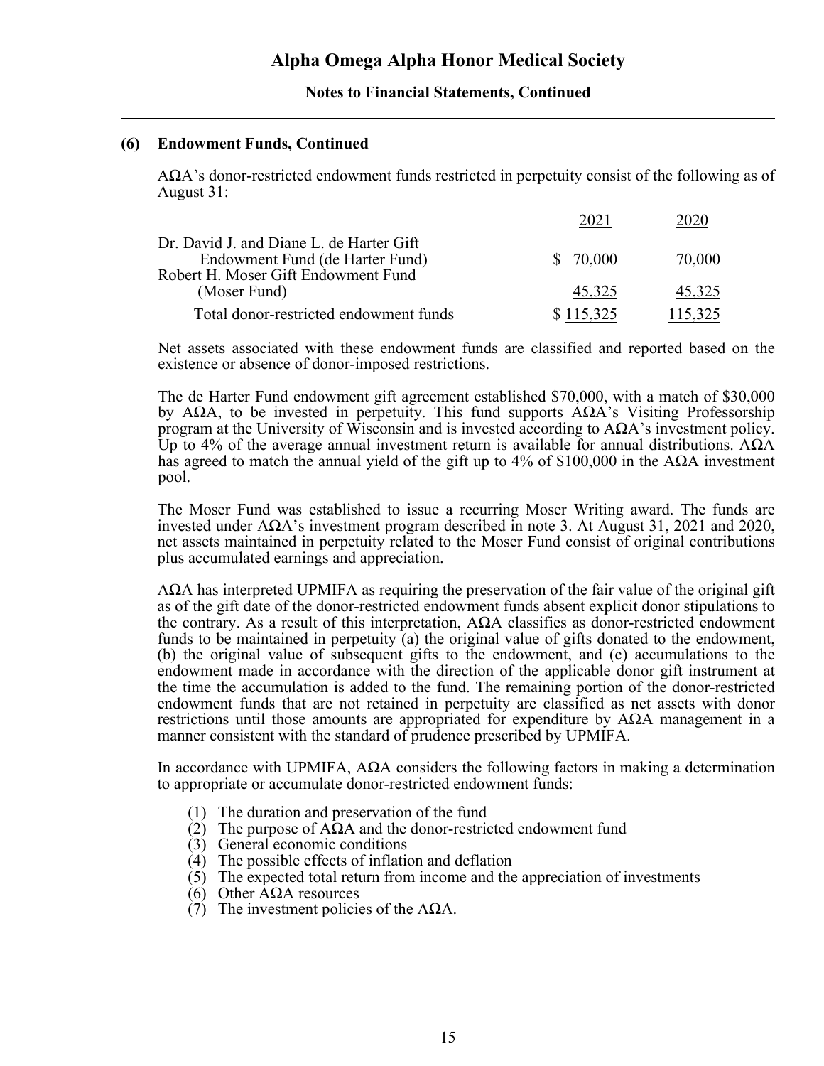# Alpha Omega Alpha Honor Medical Society

## Notes to Financial Statements, Continued

### (6) Endowment Funds, Continued

AΩA's donor-restricted endowment funds restricted in perpetuity consist of the following as of August 31:

| | 2021 | 2020 |
|---|---|---|
| Dr. David J. and Diane L. de Harter Gift Endowment Fund (de Harter Fund) | $ 70,000 | 70,000 |
| Robert H. Moser Gift Endowment Fund (Moser Fund) | 45,325 | 45,325 |
| Total donor-restricted endowment funds | $ 115,325 | 115,325 |

Net assets associated with these endowment funds are classified and reported based on the existence or absence of donor-imposed restrictions.

The de Harter Fund endowment gift agreement established $70,000, with a match of $30,000 by AΩA, to be invested in perpetuity. This fund supports AΩA's Visiting Professorship program at the University of Wisconsin and is invested according to AΩA's investment policy. Up to 4% of the average annual investment return is available for annual distributions. AΩA has agreed to match the annual yield of the gift up to 4% of $100,000 in the AΩA investment pool.

The Moser Fund was established to issue a recurring Moser Writing award. The funds are invested under AΩA's investment program described in note 3. At August 31, 2021 and 2020, net assets maintained in perpetuity related to the Moser Fund consist of original contributions plus accumulated earnings and appreciation.

AΩA has interpreted UPMIFA as requiring the preservation of the fair value of the original gift as of the gift date of the donor-restricted endowment funds absent explicit donor stipulations to the contrary. As a result of this interpretation, AΩA classifies as donor-restricted endowment funds to be maintained in perpetuity (a) the original value of gifts donated to the endowment, (b) the original value of subsequent gifts to the endowment, and (c) accumulations to the endowment made in accordance with the direction of the applicable donor gift instrument at the time the accumulation is added to the fund. The remaining portion of the donor-restricted endowment funds that are not retained in perpetuity are classified as net assets with donor restrictions until those amounts are appropriated for expenditure by AΩA management in a manner consistent with the standard of prudence prescribed by UPMIFA.

In accordance with UPMIFA, AΩA considers the following factors in making a determination to appropriate or accumulate donor-restricted endowment funds:

(1) The duration and preservation of the fund
(2) The purpose of AΩA and the donor-restricted endowment fund
(3) General economic conditions
(4) The possible effects of inflation and deflation
(5) The expected total return from income and the appreciation of investments
(6) Other AΩA resources
(7) The investment policies of the AΩA.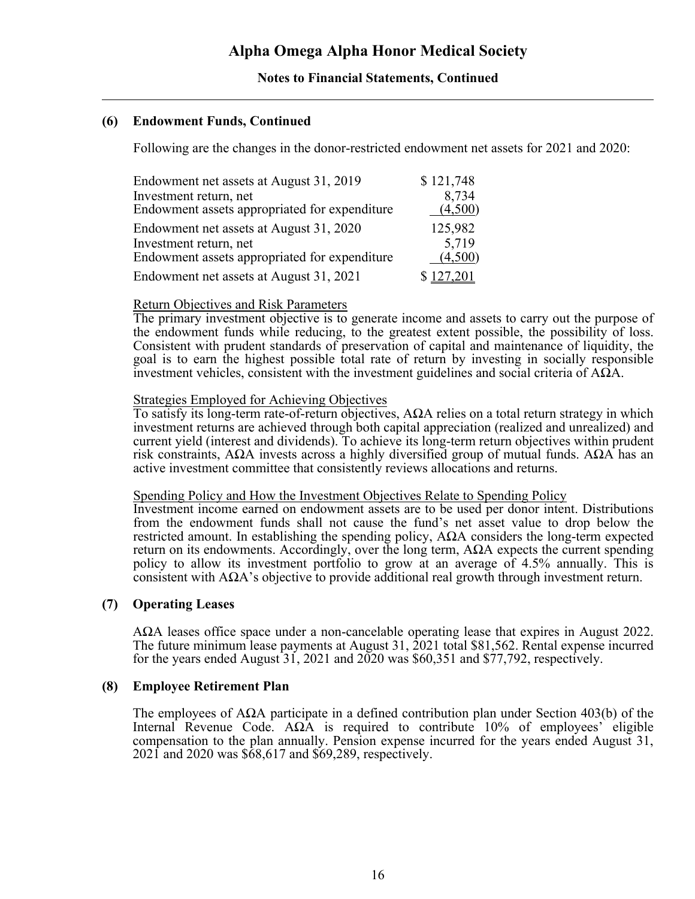# Alpha Omega Alpha Honor Medical Society

**Notes to Financial Statements, Continued**

## (6) Endowment Funds, Continued

Following are the changes in the donor-restricted endowment net assets for 2021 and 2020:

| | |
|---|---|
| Endowment net assets at August 31, 2019 | $ 121,748 |
| Investment return, net | 8,734 |
| Endowment assets appropriated for expenditure | (4,500) |
| Endowment net assets at August 31, 2020 | 125,982 |
| Investment return, net | 5,719 |
| Endowment assets appropriated for expenditure | (4,500) |
| Endowment net assets at August 31, 2021 | $ 127,201 |

Return Objectives and Risk Parameters

The primary investment objective is to generate income and assets to carry out the purpose of the endowment funds while reducing, to the greatest extent possible, the possibility of loss. Consistent with prudent standards of preservation of capital and maintenance of liquidity, the goal is to earn the highest possible total rate of return by investing in socially responsible investment vehicles, consistent with the investment guidelines and social criteria of AΩA.

Strategies Employed for Achieving Objectives

To satisfy its long-term rate-of-return objectives, AΩA relies on a total return strategy in which investment returns are achieved through both capital appreciation (realized and unrealized) and current yield (interest and dividends). To achieve its long-term return objectives within prudent risk constraints, AΩA invests across a highly diversified group of mutual funds. AΩA has an active investment committee that consistently reviews allocations and returns.

Spending Policy and How the Investment Objectives Relate to Spending Policy

Investment income earned on endowment assets are to be used per donor intent. Distributions from the endowment funds shall not cause the fund's net asset value to drop below the restricted amount. In establishing the spending policy, AΩA considers the long-term expected return on its endowments. Accordingly, over the long term, AΩA expects the current spending policy to allow its investment portfolio to grow at an average of 4.5% annually. This is consistent with AΩA's objective to provide additional real growth through investment return.

## (7) Operating Leases

AΩA leases office space under a non-cancelable operating lease that expires in August 2022. The future minimum lease payments at August 31, 2021 total $81,562. Rental expense incurred for the years ended August 31, 2021 and 2020 was $60,351 and $77,792, respectively.

## (8) Employee Retirement Plan

The employees of AΩA participate in a defined contribution plan under Section 403(b) of the Internal Revenue Code. AΩA is required to contribute 10% of employees' eligible compensation to the plan annually. Pension expense incurred for the years ended August 31, 2021 and 2020 was $68,617 and $69,289, respectively.